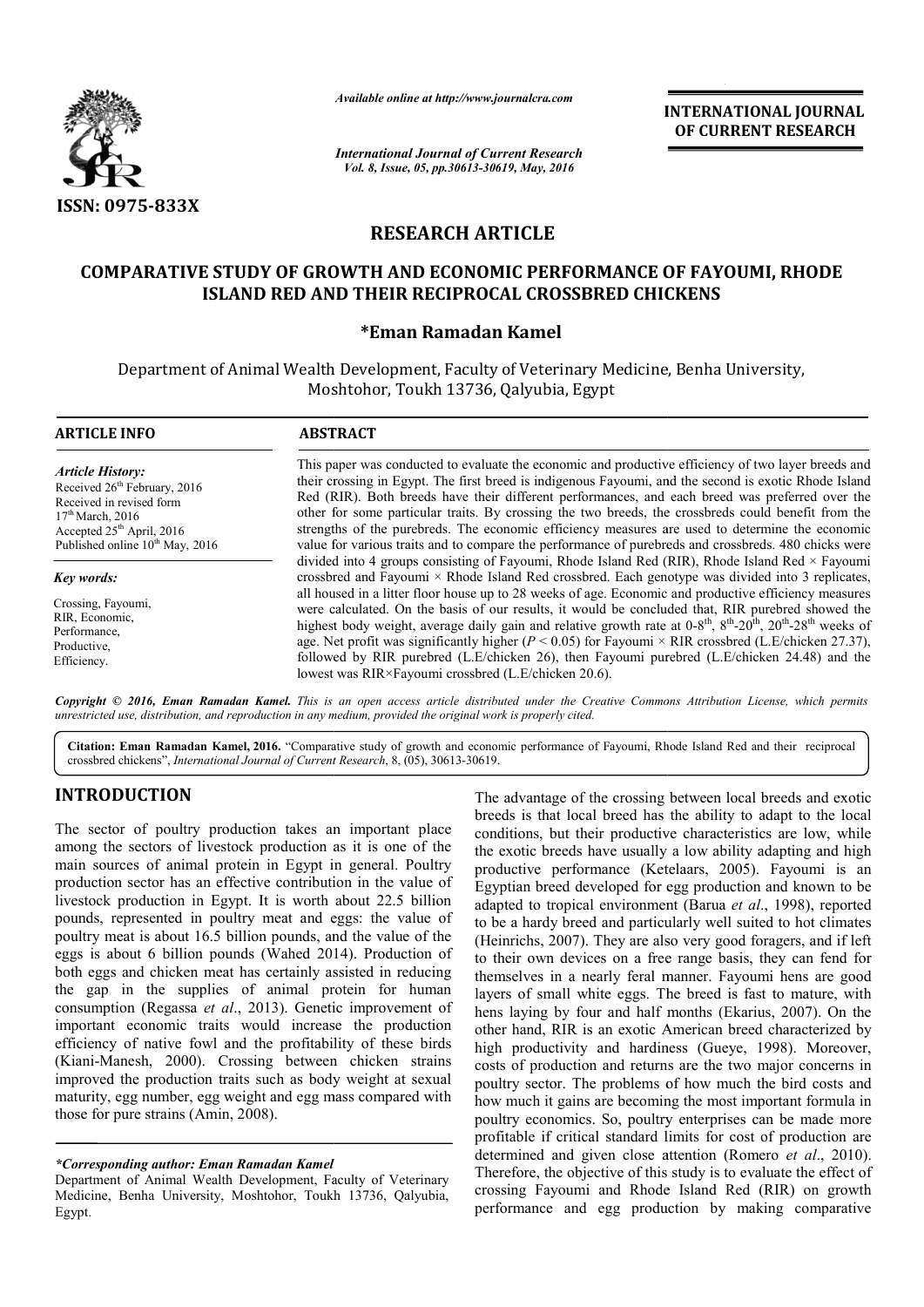# RESEARCH ARTICLE

## COMPARATIVE STUDY OF GROWTH AND ECONOMIC PERFORMANCE OF FAYOUMI, RHODE ISLAND RED AND THEIR RECIPROCAL CROSSBRED CHICKENS

**\*Eman Ramadan Kamel**

Department of Animal Wealth Development, Faculty of Veterinary Medicine, Benha University, Moshtohor, Toukh 13736, Qalyubia, Egypt

### ARTICLE INFO

*Article History:*

Received 26th February, 2016
Received in revised form 17th March, 2016
Accepted 25th April, 2016
Published online 10th May, 2016

*Key words:*

Crossing, Fayoumi, RIR, Economic, Performance, Productive, Efficiency.

### ABSTRACT

This paper was conducted to evaluate the economic and productive efficiency of two layer breeds and their crossing in Egypt. The first breed is indigenous Fayoumi, and the second is exotic Rhode Island Red (RIR). Both breeds have their different performances, and each breed was preferred over the other for some particular traits. By crossing the two breeds, the crossbreds could benefit from the strengths of the purebreds. The economic efficiency measures are used to determine the economic value for various traits and to compare the performance of purebreds and crossbreds. 480 chicks were divided into 4 groups consisting of Fayoumi, Rhode Island Red (RIR), Rhode Island Red × Fayoumi crossbred and Fayoumi × Rhode Island Red crossbred. Each genotype was divided into 3 replicates, all housed in a litter floor house up to 28 weeks of age. Economic and productive efficiency measures were calculated. On the basis of our results, it would be concluded that, RIR purebred showed the highest body weight, average daily gain and relative growth rate at 0-8th, 8th-20th, 20th-28th weeks of age. Net profit was significantly higher ($P < 0.05$) for Fayoumi × RIR crossbred (L.E/chicken 27.37), followed by RIR purebred (L.E/chicken 26), then Fayoumi purebred (L.E/chicken 24.48) and the lowest was RIR×Fayoumi crossbred (L.E/chicken 20.6).

*Copyright © 2016, Eman Ramadan Kamel. This is an open access article distributed under the Creative Commons Attribution License, which permits unrestricted use, distribution, and reproduction in any medium, provided the original work is properly cited.*

**Citation: Eman Ramadan Kamel, 2016.** "Comparative study of growth and economic performance of Fayoumi, Rhode Island Red and their reciprocal crossbred chickens", *International Journal of Current Research*, 8, (05), 30613-30619.

## INTRODUCTION

The sector of poultry production takes an important place among the sectors of livestock production as it is one of the main sources of animal protein in Egypt in general. Poultry production sector has an effective contribution in the value of livestock production in Egypt. It is worth about 22.5 billion pounds, represented in poultry meat and eggs: the value of poultry meat is about 16.5 billion pounds, and the value of the eggs is about 6 billion pounds (Wahed 2014). Production of both eggs and chicken meat has certainly assisted in reducing the gap in the supplies of animal protein for human consumption (Regassa *et al*., 2013). Genetic improvement of important economic traits would increase the production efficiency of native fowl and the profitability of these birds (Kiani-Manesh, 2000). Crossing between chicken strains improved the production traits such as body weight at sexual maturity, egg number, egg weight and egg mass compared with those for pure strains (Amin, 2008).

The advantage of the crossing between local breeds and exotic breeds is that local breed has the ability to adapt to the local conditions, but their productive characteristics are low, while the exotic breeds have usually a low ability adapting and high productive performance (Ketelaars, 2005). Fayoumi is an Egyptian breed developed for egg production and known to be adapted to tropical environment (Barua *et al*., 1998), reported to be a hardy breed and particularly well suited to hot climates (Heinrichs, 2007). They are also very good foragers, and if left to their own devices on a free range basis, they can fend for themselves in a nearly feral manner. Fayoumi hens are good layers of small white eggs. The breed is fast to mature, with hens laying by four and half months (Ekarius, 2007). On the other hand, RIR is an exotic American breed characterized by high productivity and hardiness (Gueye, 1998). Moreover, costs of production and returns are the two major concerns in poultry sector. The problems of how much the bird costs and how much it gains are becoming the most important formula in poultry economics. So, poultry enterprises can be made more profitable if critical standard limits for cost of production are determined and given close attention (Romero *et al*., 2010). Therefore, the objective of this study is to evaluate the effect of crossing Fayoumi and Rhode Island Red (RIR) on growth performance and egg production by making comparative

*\*Corresponding author: Eman Ramadan Kamel*
Department of Animal Wealth Development, Faculty of Veterinary Medicine, Benha University, Moshtohor, Toukh 13736, Qalyubia, Egypt.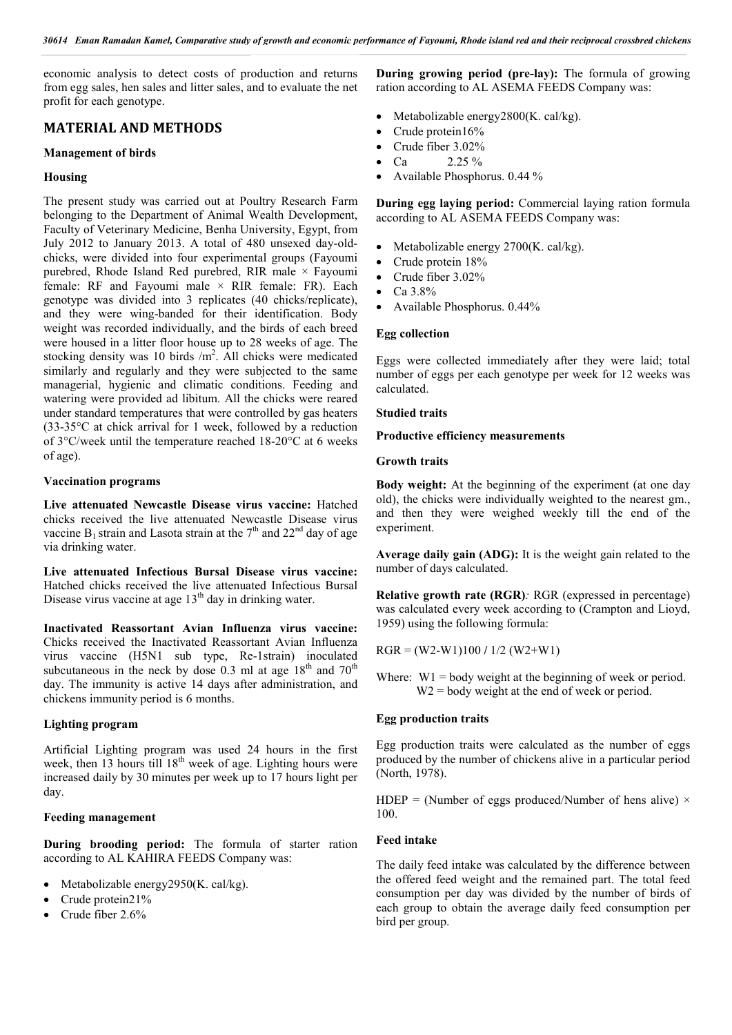economic analysis to detect costs of production and returns from egg sales, hen sales and litter sales, and to evaluate the net profit for each genotype.

## MATERIAL AND METHODS

### Management of birds

#### Housing

The present study was carried out at Poultry Research Farm belonging to the Department of Animal Wealth Development, Faculty of Veterinary Medicine, Benha University, Egypt, from July 2012 to January 2013. A total of 480 unsexed day-old-chicks, were divided into four experimental groups (Fayoumi purebred, Rhode Island Red purebred, RIR male × Fayoumi female: RF and Fayoumi male × RIR female: FR). Each genotype was divided into 3 replicates (40 chicks/replicate), and they were wing-banded for their identification. Body weight was recorded individually, and the birds of each breed were housed in a litter floor house up to 28 weeks of age. The stocking density was 10 birds /$m^2$. All chicks were medicated similarly and regularly and they were subjected to the same managerial, hygienic and climatic conditions. Feeding and watering were provided ad libitum. All the chicks were reared under standard temperatures that were controlled by gas heaters (33-35°C at chick arrival for 1 week, followed by a reduction of 3°C/week until the temperature reached 18-20°C at 6 weeks of age).

#### Vaccination programs

**Live attenuated Newcastle Disease virus vaccine:** Hatched chicks received the live attenuated Newcastle Disease virus vaccine $B_1$ strain and Lasota strain at the 7th and 22nd day of age via drinking water.

**Live attenuated Infectious Bursal Disease virus vaccine:** Hatched chicks received the live attenuated Infectious Bursal Disease virus vaccine at age 13th day in drinking water.

**Inactivated Reassortant Avian Influenza virus vaccine:** Chicks received the Inactivated Reassortant Avian Influenza virus vaccine (H5N1 sub type, Re-1strain) inoculated subcutaneous in the neck by dose 0.3 ml at age 18th and 70th day. The immunity is active 14 days after administration, and chickens immunity period is 6 months.

#### Lighting program

Artificial Lighting program was used 24 hours in the first week, then 13 hours till 18th week of age. Lighting hours were increased daily by 30 minutes per week up to 17 hours light per day.

#### Feeding management

**During brooding period:** The formula of starter ration according to AL KAHIRA FEEDS Company was:

- Metabolizable energy2950(K. cal/kg).
- Crude protein21%
- Crude fiber 2.6%

**During growing period (pre-lay):** The formula of growing ration according to AL ASEMA FEEDS Company was:

- Metabolizable energy2800(K. cal/kg).
- Crude protein16%
- Crude fiber 3.02%
- Ca 2.25 %
- Available Phosphorus. 0.44 %

**During egg laying period:** Commercial laying ration formula according to AL ASEMA FEEDS Company was:

- Metabolizable energy 2700(K. cal/kg).
- Crude protein 18%
- Crude fiber 3.02%
- Ca 3.8%
- Available Phosphorus. 0.44%

#### Egg collection

Eggs were collected immediately after they were laid; total number of eggs per each genotype per week for 12 weeks was calculated.

#### Studied traits

#### Productive efficiency measurements

#### Growth traits

**Body weight:** At the beginning of the experiment (at one day old), the chicks were individually weighted to the nearest gm., and then they were weighed weekly till the end of the experiment.

**Average daily gain (ADG):** It is the weight gain related to the number of days calculated.

**Relative growth rate (RGR)***:* RGR (expressed in percentage) was calculated every week according to (Crampton and Lioyd, 1959) using the following formula:

$$RGR = (W2-W1)100 / 1/2\,(W2+W1)$$

Where: W1 = body weight at the beginning of week or period.
W2 = body weight at the end of week or period.

#### Egg production traits

Egg production traits were calculated as the number of eggs produced by the number of chickens alive in a particular period (North, 1978).

HDEP = (Number of eggs produced/Number of hens alive) × 100.

#### Feed intake

The daily feed intake was calculated by the difference between the offered feed weight and the remained part. The total feed consumption per day was divided by the number of birds of each group to obtain the average daily feed consumption per bird per group.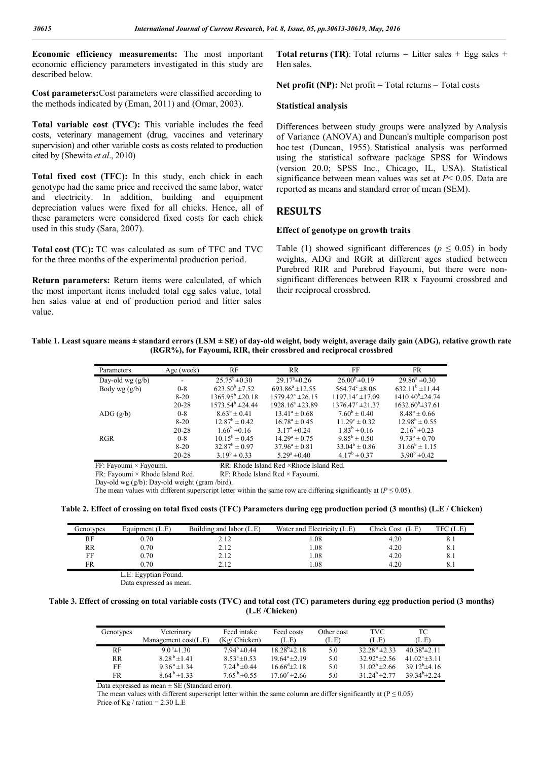**Economic efficiency measurements:** The most important economic efficiency parameters investigated in this study are described below.

**Cost parameters:**Cost parameters were classified according to the methods indicated by (Eman, 2011) and (Omar, 2003).

**Total variable cost (TVC):** This variable includes the feed costs, veterinary management (drug, vaccines and veterinary supervision) and other variable costs as costs related to production cited by (Shewita *et al*., 2010)

**Total fixed cost (TFC):** In this study, each chick in each genotype had the same price and received the same labor, water and electricity. In addition, building and equipment depreciation values were fixed for all chicks. Hence, all of these parameters were considered fixed costs for each chick used in this study (Sara, 2007).

**Total cost (TC):** TC was calculated as sum of TFC and TVC for the three months of the experimental production period.

**Return parameters:** Return items were calculated, of which the most important items included total egg sales value, total hen sales value at end of production period and litter sales value.

**Total returns (TR)**: Total returns = Litter sales + Egg sales + Hen sales.

**Net profit (NP):** Net profit = Total returns – Total costs

### Statistical analysis

Differences between study groups were analyzed by Analysis of Variance (ANOVA) and Duncan's multiple comparison post hoc test (Duncan, 1955). Statistical analysis was performed using the statistical software package SPSS for Windows (version 20.0; SPSS Inc., Chicago, IL, USA). Statistical significance between mean values was set at $P < 0.05$. Data are reported as means and standard error of mean (SEM).

## RESULTS

### Effect of genotype on growth traits

Table (1) showed significant differences ($p \leq 0.05$) in body weights, ADG and RGR at different ages studied between Purebred RIR and Purebred Fayoumi, but there were non-significant differences between RIR x Fayoumi crossbred and their reciprocal crossbred.

**Table 1. Least square means ± standard errors (LSM ± SE) of day-old weight, body weight, average daily gain (ADG), relative growth rate (RGR%), for Fayoumi, RIR, their crossbred and reciprocal crossbred**

| Parameters | Age (week) | RF | RR | FF | FR |
|---|---|---|---|---|---|
| Day-old wg (g/b) | - | $25.75^{b} \pm 0.30$ | $29.17^{a} \pm 0.26$ | $26.00^{b} \pm 0.19$ | $29.86^{a} \pm 0.30$ |
| Body wg (g/b) | 0-8 | $623.50^{b} \pm 7.52$ | $693.86^{a} \pm 12.55$ | $564.74^{c} \pm 8.06$ | $632.11^{b} \pm 11.44$ |
| | 8-20 | $1365.95^{b} \pm 20.18$ | $1579.42^{a} \pm 26.15$ | $1197.14^{c} \pm 17.09$ | $1410.40^{b} \pm 24.74$ |
| | 20-28 | $1573.54^{b} \pm 24.44$ | $1928.16^{a} \pm 23.89$ | $1376.47^{c} \pm 21.37$ | $1632.60^{b} \pm 37.61$ |
| ADG (g/b) | 0-8 | $8.63^{b} \pm 0.41$ | $13.41^{a} \pm 0.68$ | $7.60^{b} \pm 0.40$ | $8.48^{b} \pm 0.66$ |
| | 8-20 | $12.87^{b} \pm 0.42$ | $16.78^{a} \pm 0.45$ | $11.29^{c} \pm 0.32$ | $12.98^{b} \pm 0.55$ |
| | 20-28 | $1.66^{b} \pm 0.16$ | $3.17^{a} \pm 0.24$ | $1.83^{b} \pm 0.16$ | $2.16^{b} \pm 0.23$ |
| RGR | 0-8 | $10.15^{b} \pm 0.45$ | $14.29^{a} \pm 0.75$ | $9.85^{b} \pm 0.50$ | $9.73^{b} \pm 0.70$ |
| | 8-20 | $32.87^{b} \pm 0.97$ | $37.96^{a} \pm 0.81$ | $33.04^{b} \pm 0.86$ | $31.66^{b} \pm 1.15$ |
| | 20-28 | $3.19^{b} \pm 0.33$ | $5.29^{a} \pm 0.40$ | $4.17^{b} \pm 0.37$ | $3.90^{b} \pm 0.42$ |

FF: Fayoumi × Fayoumi. RR: Rhode Island Red ×Rhode Island Red.
FR: Fayoumi × Rhode Island Red. RF: Rhode Island Red × Fayoumi.
Day-old wg (g/b): Day-old weight (gram /bird).
The mean values with different superscript letter within the same row are differing significantly at ($P \leq 0.05$).

**Table 2. Effect of crossing on total fixed costs (TFC) Parameters during egg production period (3 months) (L.E / Chicken)**

| Genotypes | Equipment (L.E) | Building and labor (L.E) | Water and Electricity (L.E) | Chick Cost (L.E) | TFC (L.E) |
|---|---|---|---|---|---|
| RF | 0.70 | 2.12 | 1.08 | 4.20 | 8.1 |
| RR | 0.70 | 2.12 | 1.08 | 4.20 | 8.1 |
| FF | 0.70 | 2.12 | 1.08 | 4.20 | 8.1 |
| FR | 0.70 | 2.12 | 1.08 | 4.20 | 8.1 |

L.E: Egyptian Pound.
Data expressed as mean.

**Table 3. Effect of crossing on total variable costs (TVC) and total cost (TC) parameters during egg production period (3 months) (L.E /Chicken)**

| Genotypes | Veterinary Management cost(L.E) | Feed intake (Kg/ Chicken) | Feed costs (L.E) | Other cost (L.E) | TVC (L.E) | TC (L.E) |
|---|---|---|---|---|---|---|
| RF | $9.0^{a} \pm 1.30$ | $7.94^{b} \pm 0.44$ | $18.28^{b} \pm 2.18$ | 5.0 | $32.28^{a} \pm 2.33$ | $40.38^{a} \pm 2.11$ |
| RR | $8.28^{b} \pm 1.41$ | $8.53^{a} \pm 0.53$ | $19.64^{a} \pm 2.19$ | 5.0 | $32.92^{a} \pm 2.56$ | $41.02^{a} \pm 3.11$ |
| FF | $9.36^{a} \pm 1.34$ | $7.24^{b} \pm 0.44$ | $16.66^{d} \pm 2.18$ | 5.0 | $31.02^{b} \pm 2.66$ | $39.12^{b} \pm 4.16$ |
| FR | $8.64^{b} \pm 1.33$ | $7.65^{b} \pm 0.55$ | $17.60^{c} \pm 2.66$ | 5.0 | $31.24^{b} \pm 2.77$ | $39.34^{b} \pm 2.24$ |

Data expressed as mean ± SE (Standard error).
The mean values with different superscript letter within the same column are differ significantly at ($P \leq 0.05$)
Price of Kg / ration = 2.30 L.E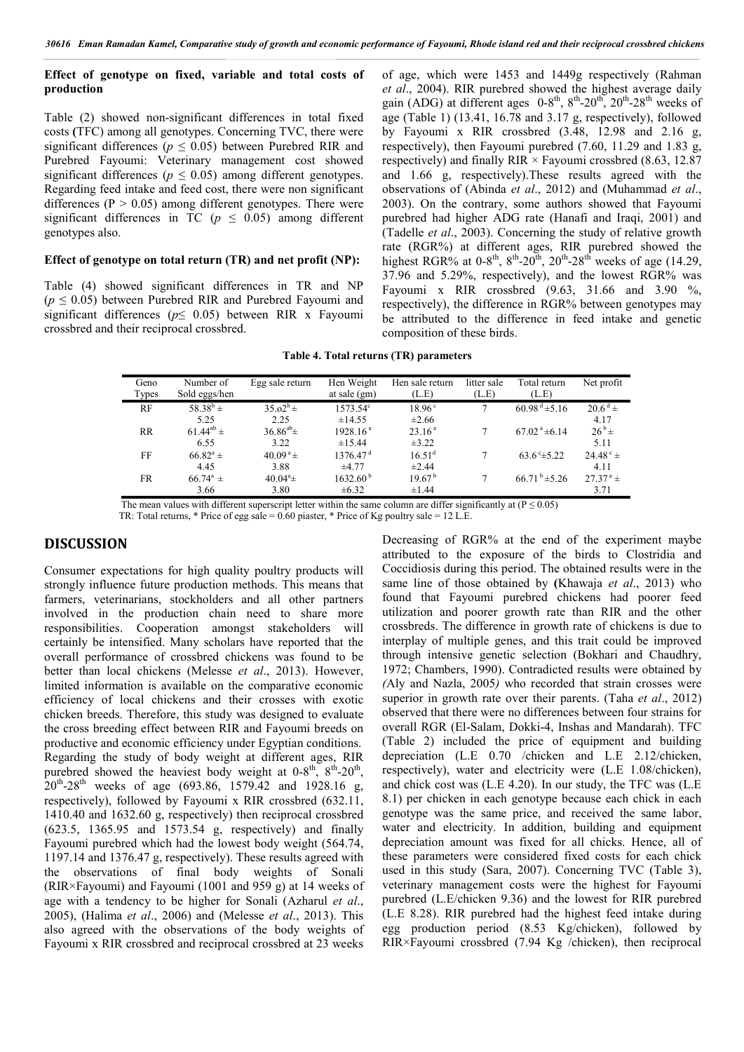### Effect of genotype on fixed, variable and total costs of production

Table (2) showed non-significant differences in total fixed costs (TFC) among all genotypes. Concerning TVC, there were significant differences ($p \leq 0.05$) between Purebred RIR and Purebred Fayoumi: Veterinary management cost showed significant differences ($p \leq 0.05$) among different genotypes. Regarding feed intake and feed cost, there were non significant differences ($P > 0.05$) among different genotypes. There were significant differences in TC ($p \leq 0.05$) among different genotypes also.

### Effect of genotype on total return (TR) and net profit (NP):

Table (4) showed significant differences in TR and NP ($p \leq 0.05$) between Purebred RIR and Purebred Fayoumi and significant differences ($p \leq 0.05$) between RIR x Fayoumi crossbred and their reciprocal crossbred.

of age, which were 1453 and 1449g respectively (Rahman *et al*., 2004). RIR purebred showed the highest average daily gain (ADG) at different ages 0-8[th], 8[th]-20[th], 20[th]-28[th] weeks of age (Table 1) (13.41, 16.78 and 3.17 g, respectively), followed by Fayoumi x RIR crossbred (3.48, 12.98 and 2.16 g, respectively), then Fayoumi purebred (7.60, 11.29 and 1.83 g, respectively) and finally RIR × Fayoumi crossbred (8.63, 12.87 and 1.66 g, respectively).These results agreed with the observations of (Abinda *et al*., 2012) and (Muhammad *et al*., 2003). On the contrary, some authors showed that Fayoumi purebred had higher ADG rate (Hanafi and Iraqi, 2001) and (Tadelle *et al*., 2003). Concerning the study of relative growth rate (RGR%) at different ages, RIR purebred showed the highest RGR% at 0-8[th], 8[th]-20[th], 20[th]-28[th] weeks of age (14.29, 37.96 and 5.29%, respectively), and the lowest RGR% was Fayoumi x RIR crossbred (9.63, 31.66 and 3.90 %, respectively), the difference in RGR% between genotypes may be attributed to the difference in feed intake and genetic composition of these birds.

**Table 4. Total returns (TR) parameters**

| Geno Types | Number of Sold eggs/hen | Egg sale return | Hen Weight at sale (gm) | Hen sale return (L.E) | litter sale (L.E) | Total return (L.E) | Net profit |
|---|---|---|---|---|---|---|---|
| RF | 58.38[b] ± 5.25 | 35.o2[b] ± 2.25 | 1573.54[c] ±14.55 | 18.96[c] ±2.66 | 7 | 60.98[d] ±5.16 | 20.6[d] ± 4.17 |
| RR | 61.44[ab] ± 6.55 | 36.86[ab] ± 3.22 | 1928.16[a] ±15.44 | 23.16[a] ±3.22 | 7 | 67.02[a] ±6.14 | 26[b] ± 5.11 |
| FF | 66.82[a] ± 4.45 | 40.09[a] ± 3.88 | 1376.47[d] ±4.77 | 16.51[d] ±2.44 | 7 | 63.6[c] ±5.22 | 24.48[c] ± 4.11 |
| FR | 66.74[a] ± 3.66 | 40.04[a] ± 3.80 | 1632.60[b] ±6.32 | 19.67[b] ±1.44 | 7 | 66.71[b] ±5.26 | 27.37[a] ± 3.71 |

The mean values with different superscript letter within the same column are differ significantly at ($P \leq 0.05$)
TR: Total returns, * Price of egg sale = 0.60 piaster, * Price of Kg poultry sale = 12 L.E.

## DISCUSSION

Consumer expectations for high quality poultry products will strongly influence future production methods. This means that farmers, veterinarians, stockholders and all other partners involved in the production chain need to share more responsibilities. Cooperation amongst stakeholders will certainly be intensified. Many scholars have reported that the overall performance of crossbred chickens was found to be better than local chickens (Melesse *et al*., 2013). However, limited information is available on the comparative economic efficiency of local chickens and their crosses with exotic chicken breeds. Therefore, this study was designed to evaluate the cross breeding effect between RIR and Fayoumi breeds on productive and economic efficiency under Egyptian conditions. Regarding the study of body weight at different ages, RIR purebred showed the heaviest body weight at 0-8[th], 8[th]-20[th], 20[th]-28[th] weeks of age (693.86, 1579.42 and 1928.16 g, respectively), followed by Fayoumi x RIR crossbred (632.11, 1410.40 and 1632.60 g, respectively) then reciprocal crossbred (623.5, 1365.95 and 1573.54 g, respectively) and finally Fayoumi purebred which had the lowest body weight (564.74, 1197.14 and 1376.47 g, respectively). These results agreed with the observations of final body weights of Sonali (RIR×Fayoumi) and Fayoumi (1001 and 959 g) at 14 weeks of age with a tendency to be higher for Sonali (Azharul *et al*., 2005), (Halima *et al*., 2006) and (Melesse *et al*., 2013). This also agreed with the observations of the body weights of Fayoumi x RIR crossbred and reciprocal crossbred at 23 weeks

Decreasing of RGR% at the end of the experiment maybe attributed to the exposure of the birds to Clostridia and Coccidiosis during this period. The obtained results were in the same line of those obtained by (Khawaja *et al*., 2013) who found that Fayoumi purebred chickens had poorer feed utilization and poorer growth rate than RIR and the other crossbreds. The difference in growth rate of chickens is due to interplay of multiple genes, and this trait could be improved through intensive genetic selection (Bokhari and Chaudhry, 1972; Chambers, 1990). Contradicted results were obtained by (Aly and Nazla, 2005) who recorded that strain crosses were superior in growth rate over their parents. (Taha *et al*., 2012) observed that there were no differences between four strains for overall RGR (El-Salam, Dokki-4, Inshas and Mandarah). TFC (Table 2) included the price of equipment and building depreciation (L.E 0.70 /chicken and L.E 2.12/chicken, respectively), water and electricity were (L.E 1.08/chicken), and chick cost was (L.E 4.20). In our study, the TFC was (L.E 8.1) per chicken in each genotype because each chick in each genotype was the same price, and received the same labor, water and electricity. In addition, building and equipment depreciation amount was fixed for all chicks. Hence, all of these parameters were considered fixed costs for each chick used in this study (Sara, 2007). Concerning TVC (Table 3), veterinary management costs were the highest for Fayoumi purebred (L.E/chicken 9.36) and the lowest for RIR purebred (L.E 8.28). RIR purebred had the highest feed intake during egg production period (8.53 Kg/chicken), followed by RIR×Fayoumi crossbred (7.94 Kg /chicken), then reciprocal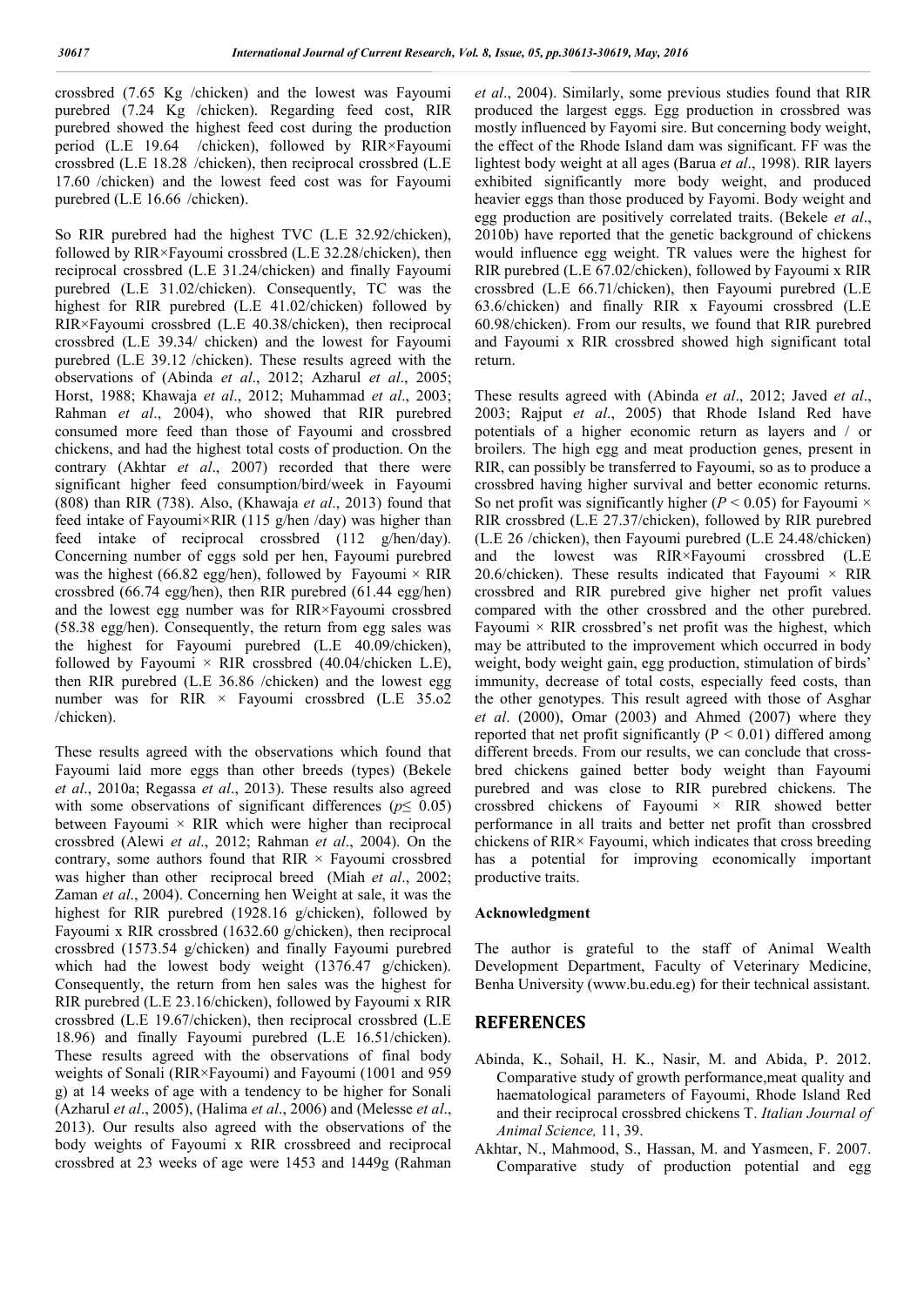crossbred (7.65 Kg /chicken) and the lowest was Fayoumi purebred (7.24 Kg /chicken). Regarding feed cost, RIR purebred showed the highest feed cost during the production period (L.E 19.64 /chicken), followed by RIR×Fayoumi crossbred (L.E 18.28 /chicken), then reciprocal crossbred (L.E 17.60 /chicken) and the lowest feed cost was for Fayoumi purebred (L.E 16.66 /chicken).

So RIR purebred had the highest TVC (L.E 32.92/chicken), followed by RIR×Fayoumi crossbred (L.E 32.28/chicken), then reciprocal crossbred (L.E 31.24/chicken) and finally Fayoumi purebred (L.E 31.02/chicken). Consequently, TC was the highest for RIR purebred (L.E 41.02/chicken) followed by RIR×Fayoumi crossbred (L.E 40.38/chicken), then reciprocal crossbred (L.E 39.34/ chicken) and the lowest for Fayoumi purebred (L.E 39.12 /chicken). These results agreed with the observations of (Abinda *et al*., 2012; Azharul *et al*., 2005; Horst, 1988; Khawaja *et al*., 2012; Muhammad *et al*., 2003; Rahman *et al*., 2004), who showed that RIR purebred consumed more feed than those of Fayoumi and crossbred chickens, and had the highest total costs of production. On the contrary (Akhtar *et al*., 2007) recorded that there were significant higher feed consumption/bird/week in Fayoumi (808) than RIR (738). Also, (Khawaja *et al*., 2013) found that feed intake of Fayoumi×RIR (115 g/hen /day) was higher than feed intake of reciprocal crossbred (112 g/hen/day). Concerning number of eggs sold per hen, Fayoumi purebred was the highest (66.82 egg/hen), followed by Fayoumi × RIR crossbred (66.74 egg/hen), then RIR purebred (61.44 egg/hen) and the lowest egg number was for RIR×Fayoumi crossbred (58.38 egg/hen). Consequently, the return from egg sales was the highest for Fayoumi purebred (L.E 40.09/chicken), followed by Fayoumi × RIR crossbred (40.04/chicken L.E), then RIR purebred (L.E 36.86 /chicken) and the lowest egg number was for RIR × Fayoumi crossbred (L.E 35.o2 /chicken).

These results agreed with the observations which found that Fayoumi laid more eggs than other breeds (types) (Bekele *et al*., 2010a; Regassa *et al*., 2013). These results also agreed with some observations of significant differences ($p \leq 0.05$) between Fayoumi × RIR which were higher than reciprocal crossbred (Alewi *et al*., 2012; Rahman *et al*., 2004). On the contrary, some authors found that RIR × Fayoumi crossbred was higher than other reciprocal breed (Miah *et al*., 2002; Zaman *et al*., 2004). Concerning hen Weight at sale, it was the highest for RIR purebred (1928.16 g/chicken), followed by Fayoumi x RIR crossbred (1632.60 g/chicken), then reciprocal crossbred (1573.54 g/chicken) and finally Fayoumi purebred which had the lowest body weight (1376.47 g/chicken). Consequently, the return from hen sales was the highest for RIR purebred (L.E 23.16/chicken), followed by Fayoumi x RIR crossbred (L.E 19.67/chicken), then reciprocal crossbred (L.E 18.96) and finally Fayoumi purebred (L.E 16.51/chicken). These results agreed with the observations of final body weights of Sonali (RIR×Fayoumi) and Fayoumi (1001 and 959 g) at 14 weeks of age with a tendency to be higher for Sonali (Azharul *et al*., 2005), (Halima *et al*., 2006) and (Melesse *et al*., 2013). Our results also agreed with the observations of the body weights of Fayoumi x RIR crossbreed and reciprocal crossbred at 23 weeks of age were 1453 and 1449g (Rahman *et al*., 2004). Similarly, some previous studies found that RIR produced the largest eggs. Egg production in crossbred was mostly influenced by Fayomi sire. But concerning body weight, the effect of the Rhode Island dam was significant. FF was the lightest body weight at all ages (Barua *et al*., 1998). RIR layers exhibited significantly more body weight, and produced heavier eggs than those produced by Fayomi. Body weight and egg production are positively correlated traits. (Bekele *et al*., 2010b) have reported that the genetic background of chickens would influence egg weight. TR values were the highest for RIR purebred (L.E 67.02/chicken), followed by Fayoumi x RIR crossbred (L.E 66.71/chicken), then Fayoumi purebred (L.E 63.6/chicken) and finally RIR x Fayoumi crossbred (L.E 60.98/chicken). From our results, we found that RIR purebred and Fayoumi x RIR crossbred showed high significant total return.

These results agreed with (Abinda *et al*., 2012; Javed *et al*., 2003; Rajput *et al*., 2005) that Rhode Island Red have potentials of a higher economic return as layers and / or broilers. The high egg and meat production genes, present in RIR, can possibly be transferred to Fayoumi, so as to produce a crossbred having higher survival and better economic returns. So net profit was significantly higher ($P < 0.05$) for Fayoumi × RIR crossbred (L.E 27.37/chicken), followed by RIR purebred (L.E 26 /chicken), then Fayoumi purebred (L.E 24.48/chicken) and the lowest was RIR×Fayoumi crossbred (L.E 20.6/chicken). These results indicated that Fayoumi × RIR crossbred and RIR purebred give higher net profit values compared with the other crossbred and the other purebred. Fayoumi × RIR crossbred's net profit was the highest, which may be attributed to the improvement which occurred in body weight, body weight gain, egg production, stimulation of birds' immunity, decrease of total costs, especially feed costs, than the other genotypes. This result agreed with those of Asghar *et al*. (2000), Omar (2003) and Ahmed (2007) where they reported that net profit significantly ($P < 0.01$) differed among different breeds. From our results, we can conclude that cross-bred chickens gained better body weight than Fayoumi purebred and was close to RIR purebred chickens. The crossbred chickens of Fayoumi × RIR showed better performance in all traits and better net profit than crossbred chickens of RIR× Fayoumi, which indicates that cross breeding has a potential for improving economically important productive traits.

### Acknowledgment

The author is grateful to the staff of Animal Wealth Development Department, Faculty of Veterinary Medicine, Benha University (www.bu.edu.eg) for their technical assistant.

## REFERENCES

Abinda, K., Sohail, H. K., Nasir, M. and Abida, P. 2012. Comparative study of growth performance,meat quality and haematological parameters of Fayoumi, Rhode Island Red and their reciprocal crossbred chickens T. *Italian Journal of Animal Science,* 11, 39.

Akhtar, N., Mahmood, S., Hassan, M. and Yasmeen, F. 2007. Comparative study of production potential and egg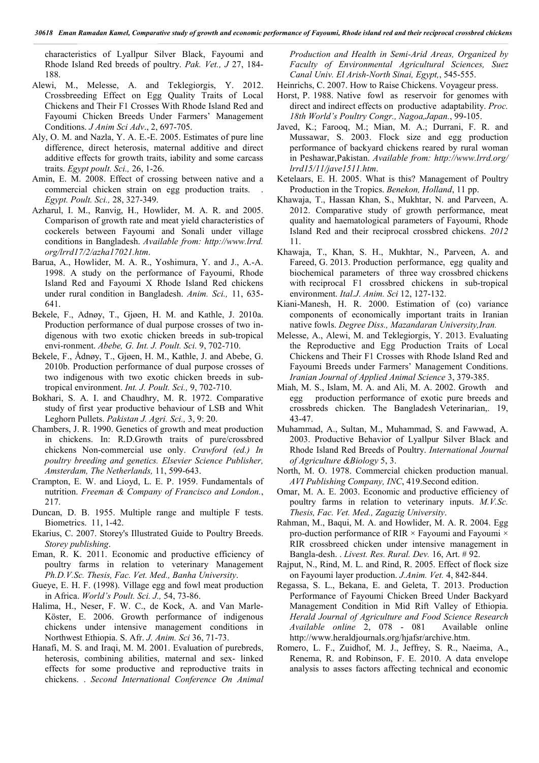characteristics of Lyallpur Silver Black, Fayoumi and Rhode Island Red breeds of poultry. *Pak. Vet., J* 27, 184-188.

Alewi, M., Melesse, A. and Teklegiorgis, Y. 2012. Crossbreeding Effect on Egg Quality Traits of Local Chickens and Their F1 Crosses With Rhode Island Red and Fayoumi Chicken Breeds Under Farmers' Management Conditions. *J Anim Sci Adv*., 2, 697-705.

Aly, O. M. and Nazla, Y. A. E.-E. 2005. Estimates of pure line difference, direct heterosis, maternal additive and direct additive effects for growth traits, iability and some carcass traits. *Egypt poult. Sci.,* 26, 1-26.

Amin, E. M. 2008. Effect of crossing between native and a commercial chicken strain on egg production traits. . *Egypt. Poult. Sci.,* 28, 327-349.

Azharul, I. M., Ranvig, H., Howlider, M. A. R. and 2005. Comparison of growth rate and meat yield characteristics of cockerels between Fayoumi and Sonali under village conditions in Bangladesh. *Available from: http://www.lrrd.org/lrrd17/2/azha17021.htm*.

Barua, A., Howlider, M. A. R., Yoshimura, Y. and J., A.-A. 1998. A study on the performance of Fayoumi, Rhode Island Red and Fayoumi X Rhode Island Red chickens under rural condition in Bangladesh. *Anim. Sci.,* 11, 635-641.

Bekele, F., Adnøy, T., Gjøen, H. M. and Kathle, J. 2010a. Production performance of dual purpose crosses of two in-digenous with two exotic chicken breeds in sub-tropical envi-ronment. *Abebe, G. Int. J. Poult. Sci.* 9, 702-710.

Bekele, F., Ådnøy, T., Gjøen, H. M., Kathle, J. and Abebe, G. 2010b. Production performance of dual purpose crosses of two indigenous with two exotic chicken breeds in sub-tropical environment. *Int. J. Poult. Sci.,* 9, 702-710.

Bokhari, S. A. I. and Chaudhry, M. R. 1972. Comparative study of first year productive behaviour of LSB and Whit Leghorn Pullets. *Pakistan J. Agri. Sci.,* 3, 9: 20.

Chambers, J. R. 1990. Genetics of growth and meat production in chickens. In: R.D.Growth traits of pure/crossbred chickens Non-commercial use only. *Crawford (ed.) In poultry breeding and genetics. Elsevier Science Publisher, Amsterdam, The Netherlands,* 11, 599-643.

Crampton, E. W. and Lioyd, L. E. P. 1959. Fundamentals of nutrition. *Freeman & Company of Francisco and London.*, 217.

Duncan, D. B. 1955. Multiple range and multiple F tests. Biometrics. 11, 1-42.

Ekarius, C. 2007. Storey's Illustrated Guide to Poultry Breeds. *Storey publishing*.

Eman, R. K. 2011. Economic and productive efficiency of poultry farms in relation to veterinary Management *Ph.D.V.Sc. Thesis, Fac. Vet. Med., Banha University*.

Gueye, E. H. F. (1998). Village egg and fowl meat production in Africa. *World's Poult. Sci. J.,* 54, 73-86.

Halima, H., Neser, F. W. C., de Kock, A. and Van Marle-Köster, E. 2006. Growth performance of indigenous chickens under intensive management conditions in Northwest Ethiopia. S. Afr. *J. Anim. Sci* 36, 71-73.

Hanafi, M. S. and Iraqi, M. M. 2001. Evaluation of purebreds, heterosis, combining abilities, maternal and sex- linked effects for some productive and reproductive traits in chickens. . *Second International Conference On Animal Production and Health in Semi-Arid Areas, Organized by Faculty of Environmental Agricultural Sciences, Suez Canal Univ. El Arish-North Sinai, Egypt,*, 545-555.

Heinrichs, C. 2007. How to Raise Chickens. Voyageur press.

Horst, P. 1988. Native fowl as reservoir for genomes with direct and indirect effects on productive adaptability. *Proc. 18th World's Poultry Congr., Nagoa,Japan.*, 99-105.

Javed, K.; Farooq, M.; Mian, M. A.; Durrani, F. R. and Mussawar, S. 2003. Flock size and egg production performance of backyard chickens reared by rural woman in Peshawar,Pakistan. *Available from: http://www.lrrd.org/lrrd15/11/jave1511.htm*.

Ketelaars, E. H. 2005. What is this? Management of Poultry Production in the Tropics. *Benekon, Holland*, 11 pp.

Khawaja, T., Hassan Khan, S., Mukhtar, N. and Parveen, A. 2012. Comparative study of growth performance, meat quality and haematological parameters of Fayoumi, Rhode Island Red and their reciprocal crossbred chickens. *2012* 11.

Khawaja, T., Khan, S. H., Mukhtar, N., Parveen, A. and Fareed, G. 2013. Production performance, egg quality and biochemical parameters of three way crossbred chickens with reciprocal F1 crossbred chickens in sub-tropical environment. *Ital.J. Anim. Sci* 12, 127-132.

Kiani-Manesh, H. R. 2000. Estimation of (co) variance components of economically important traits in Iranian native fowls. *Degree Diss., Mazandaran University,Iran.*

Melesse, A., Alewi, M. and Teklegiorgis, Y. 2013. Evaluating the Reproductive and Egg Production Traits of Local Chickens and Their F1 Crosses with Rhode Island Red and Fayoumi Breeds under Farmers' Management Conditions. *Iranian Journal of Applied Animal Science* 3, 379-385.

Miah, M. S., Islam, M. A. and Ali, M. A. 2002. Growth and egg production performance of exotic pure breeds and crossbreds chicken. The Bangladesh Veterinarian,. 19, 43-47.

Muhammad, A., Sultan, M., Muhammad, S. and Fawwad, A. 2003. Productive Behavior of Lyallpur Silver Black and Rhode Island Red Breeds of Poultry. *International Journal of Agriculture &Biology* 5, 3.

North, M. O. 1978. Commercial chicken production manual. *AVI Publishing Company, INC*, 419.Second edition.

Omar, M. A. E. 2003. Economic and productive efficiency of poultry farms in relation to veterinary inputs. *M.V.Sc. Thesis, Fac. Vet. Med., Zagazig University*.

Rahman, M., Baqui, M. A. and Howlider, M. A. R. 2004. Egg pro-duction performance of RIR × Fayoumi and Fayoumi × RIR crossbreed chicken under intensive management in Bangla-desh. . *Livest. Res. Rural. Dev.* 16, Art. # 92.

Rajput, N., Rind, M. L. and Rind, R. 2005. Effect of flock size on Fayoumi layer production. *J.Anim. Vet.* 4, 842-844.

Regassa, S. L., Bekana, E. and Geleta, T. 2013. Production Performance of Fayoumi Chicken Breed Under Backyard Management Condition in Mid Rift Valley of Ethiopia. *Herald Journal of Agriculture and Food Science Research Available online* 2, 078 - 081 Available online http://www.heraldjournals.org/hjafsr/archive.htm.

Romero, L. F., Zuidhof, M. J., Jeffrey, S. R., Naeima, A., Renema, R. and Robinson, F. E. 2010. A data envelope analysis to asses factors affecting technical and economic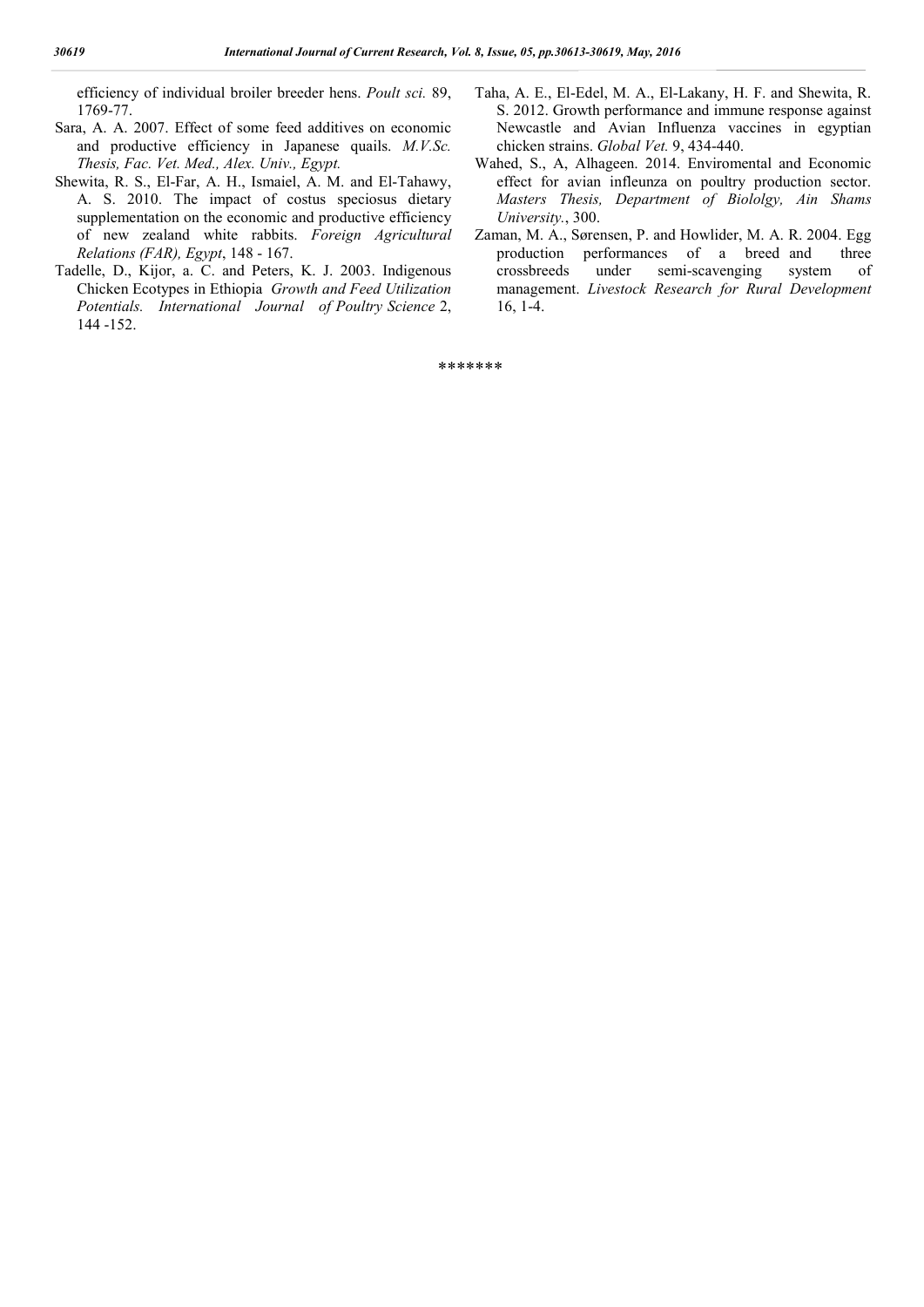efficiency of individual broiler breeder hens. *Poult sci.* 89, 1769-77.

Sara, A. A. 2007. Effect of some feed additives on economic and productive efficiency in Japanese quails. *M.V.Sc. Thesis, Fac. Vet. Med., Alex. Univ., Egypt.*

Shewita, R. S., El-Far, A. H., Ismaiel, A. M. and El-Tahawy, A. S. 2010. The impact of costus speciosus dietary supplementation on the economic and productive efficiency of new zealand white rabbits. *Foreign Agricultural Relations (FAR), Egypt*, 148 - 167.

Tadelle, D., Kijor, a. C. and Peters, K. J. 2003. Indigenous Chicken Ecotypes in Ethiopia *Growth and Feed Utilization Potentials. International Journal of Poultry Science* 2, 144 -152.

Taha, A. E., El-Edel, M. A., El-Lakany, H. F. and Shewita, R. S. 2012. Growth performance and immune response against Newcastle and Avian Influenza vaccines in egyptian chicken strains. *Global Vet.* 9, 434-440.

Wahed, S., A, Alhageen. 2014. Enviromental and Economic effect for avian infleunza on poultry production sector. *Masters Thesis, Department of Biololgy, Ain Shams University.*, 300.

Zaman, M. A., Sørensen, P. and Howlider, M. A. R. 2004. Egg production performances of a breed and three crossbreeds under semi-scavenging system of management. *Livestock Research for Rural Development* 16, 1-4.

*******